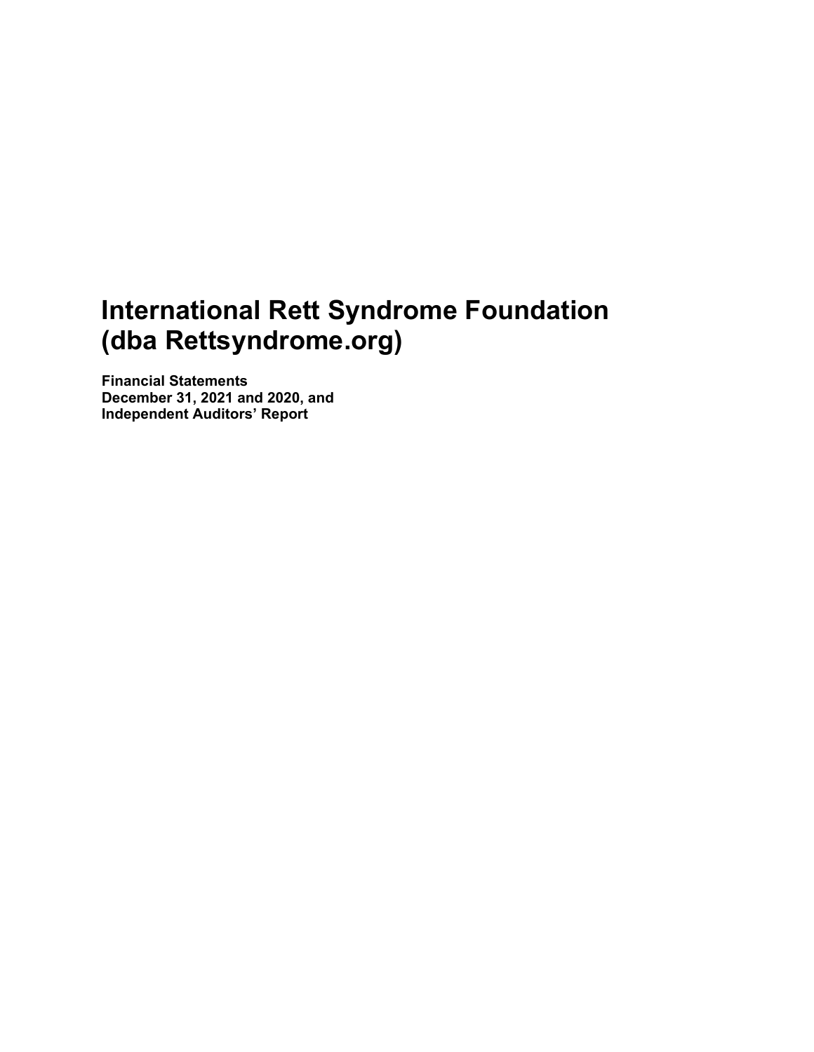# International Rett Syndrome Foundation (dba Rettsyndrome.org)

**Financial Statements**
**December 31, 2021 and 2020, and**
**Independent Auditors' Report**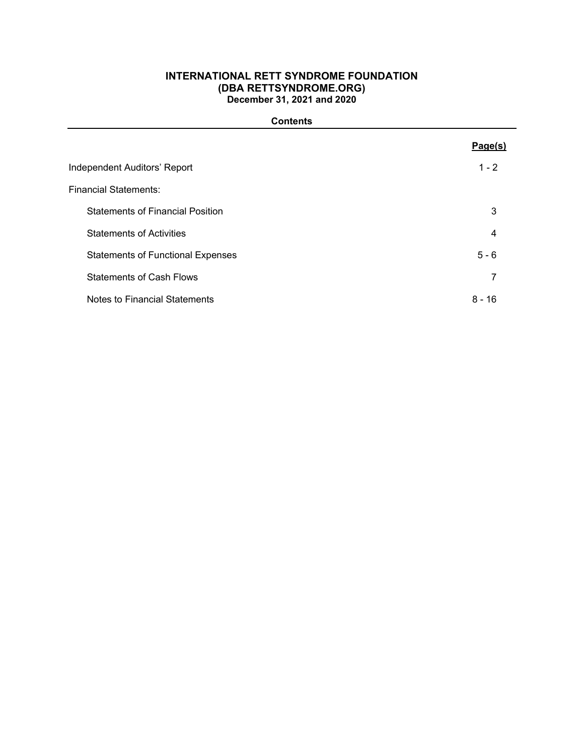# INTERNATIONAL RETT SYNDROME FOUNDATION
## (DBA RETTSYNDROME.ORG)
### December 31, 2021 and 2020

**Contents**

| | Page(s) |
|---|---|
| Independent Auditors' Report | 1 - 2 |
| Financial Statements: | |
| Statements of Financial Position | 3 |
| Statements of Activities | 4 |
| Statements of Functional Expenses | 5 - 6 |
| Statements of Cash Flows | 7 |
| Notes to Financial Statements | 8 - 16 |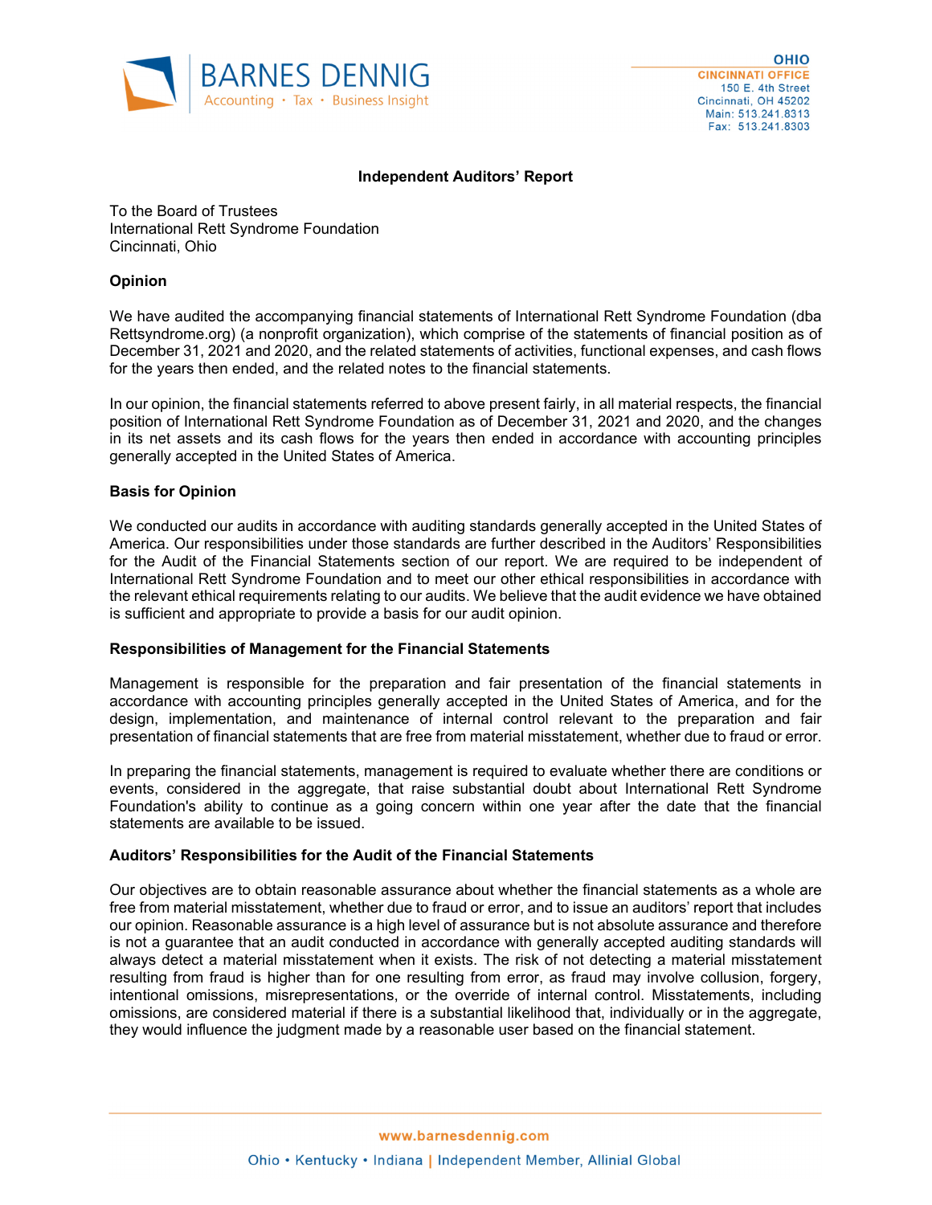**Independent Auditors' Report**

To the Board of Trustees
International Rett Syndrome Foundation
Cincinnati, Ohio

**Opinion**

We have audited the accompanying financial statements of International Rett Syndrome Foundation (dba Rettsyndrome.org) (a nonprofit organization), which comprise of the statements of financial position as of December 31, 2021 and 2020, and the related statements of activities, functional expenses, and cash flows for the years then ended, and the related notes to the financial statements.

In our opinion, the financial statements referred to above present fairly, in all material respects, the financial position of International Rett Syndrome Foundation as of December 31, 2021 and 2020, and the changes in its net assets and its cash flows for the years then ended in accordance with accounting principles generally accepted in the United States of America.

**Basis for Opinion**

We conducted our audits in accordance with auditing standards generally accepted in the United States of America. Our responsibilities under those standards are further described in the Auditors' Responsibilities for the Audit of the Financial Statements section of our report. We are required to be independent of International Rett Syndrome Foundation and to meet our other ethical responsibilities in accordance with the relevant ethical requirements relating to our audits. We believe that the audit evidence we have obtained is sufficient and appropriate to provide a basis for our audit opinion.

**Responsibilities of Management for the Financial Statements**

Management is responsible for the preparation and fair presentation of the financial statements in accordance with accounting principles generally accepted in the United States of America, and for the design, implementation, and maintenance of internal control relevant to the preparation and fair presentation of financial statements that are free from material misstatement, whether due to fraud or error.

In preparing the financial statements, management is required to evaluate whether there are conditions or events, considered in the aggregate, that raise substantial doubt about International Rett Syndrome Foundation's ability to continue as a going concern within one year after the date that the financial statements are available to be issued.

**Auditors' Responsibilities for the Audit of the Financial Statements**

Our objectives are to obtain reasonable assurance about whether the financial statements as a whole are free from material misstatement, whether due to fraud or error, and to issue an auditors' report that includes our opinion. Reasonable assurance is a high level of assurance but is not absolute assurance and therefore is not a guarantee that an audit conducted in accordance with generally accepted auditing standards will always detect a material misstatement when it exists. The risk of not detecting a material misstatement resulting from fraud is higher than for one resulting from error, as fraud may involve collusion, forgery, intentional omissions, misrepresentations, or the override of internal control. Misstatements, including omissions, are considered material if there is a substantial likelihood that, individually or in the aggregate, they would influence the judgment made by a reasonable user based on the financial statement.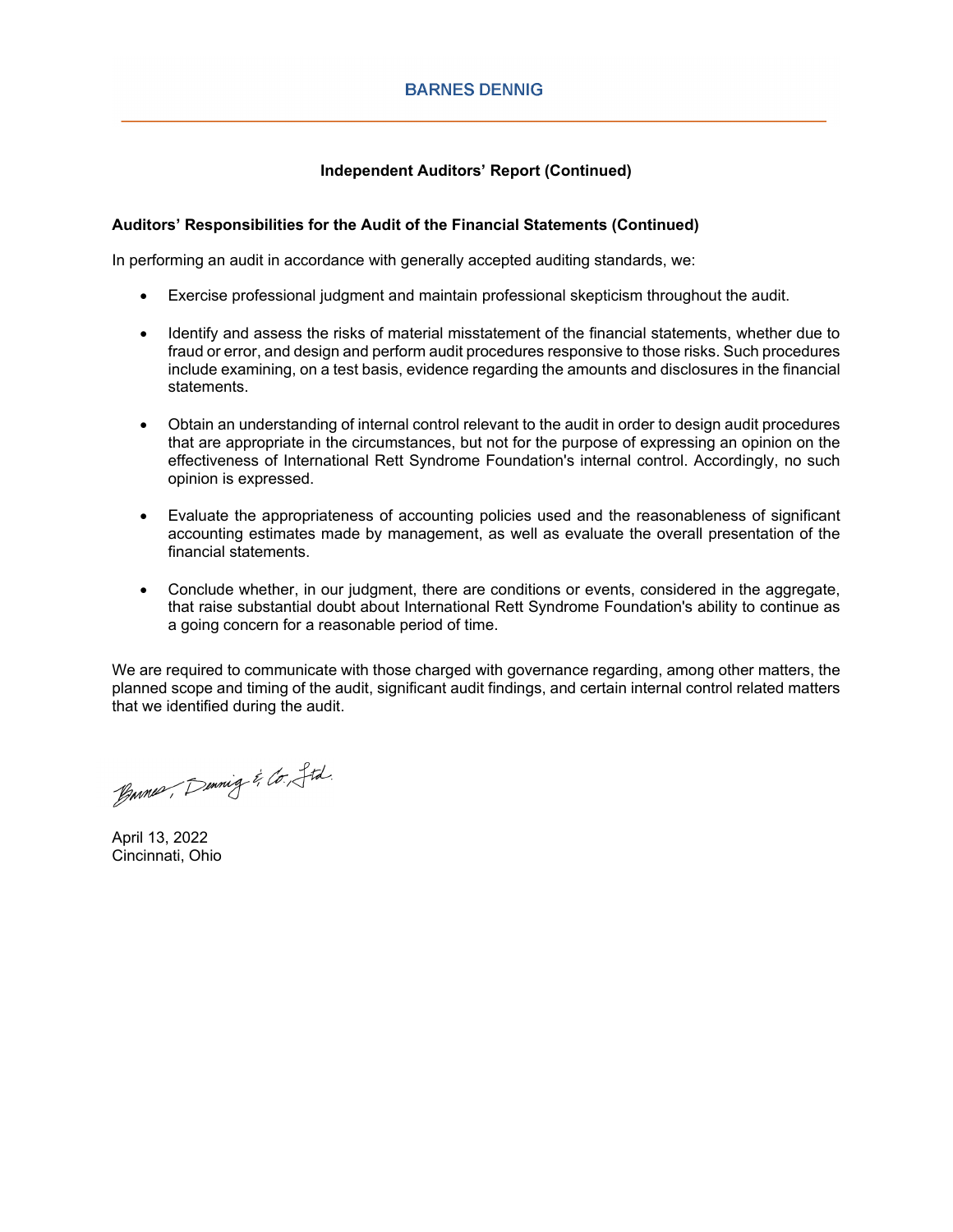**Independent Auditors' Report (Continued)**

**Auditors' Responsibilities for the Audit of the Financial Statements (Continued)**

In performing an audit in accordance with generally accepted auditing standards, we:

- Exercise professional judgment and maintain professional skepticism throughout the audit.
- Identify and assess the risks of material misstatement of the financial statements, whether due to fraud or error, and design and perform audit procedures responsive to those risks. Such procedures include examining, on a test basis, evidence regarding the amounts and disclosures in the financial statements.
- Obtain an understanding of internal control relevant to the audit in order to design audit procedures that are appropriate in the circumstances, but not for the purpose of expressing an opinion on the effectiveness of International Rett Syndrome Foundation's internal control. Accordingly, no such opinion is expressed.
- Evaluate the appropriateness of accounting policies used and the reasonableness of significant accounting estimates made by management, as well as evaluate the overall presentation of the financial statements.
- Conclude whether, in our judgment, there are conditions or events, considered in the aggregate, that raise substantial doubt about International Rett Syndrome Foundation's ability to continue as a going concern for a reasonable period of time.

We are required to communicate with those charged with governance regarding, among other matters, the planned scope and timing of the audit, significant audit findings, and certain internal control related matters that we identified during the audit.

Barnes, Dennig & Co., Ltd.

April 13, 2022
Cincinnati, Ohio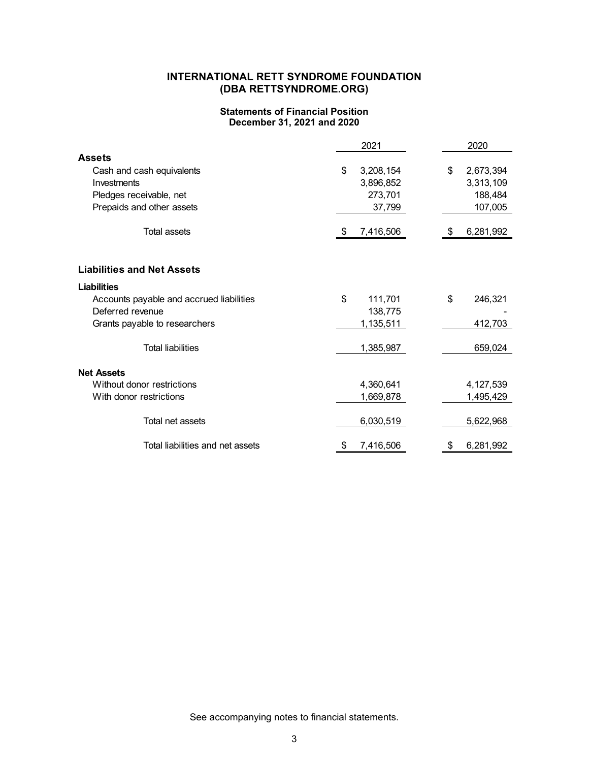# INTERNATIONAL RETT SYNDROME FOUNDATION
# (DBA RETTSYNDROME.ORG)

## Statements of Financial Position
## December 31, 2021 and 2020

| | 2021 | 2020 |
|---|---|---|
| **Assets** | | |
| Cash and cash equivalents | $ 3,208,154 | $ 2,673,394 |
| Investments | 3,896,852 | 3,313,109 |
| Pledges receivable, net | 273,701 | 188,484 |
| Prepaids and other assets | 37,799 | 107,005 |
| Total assets | $ 7,416,506 | $ 6,281,992 |
| | | |
| **Liabilities and Net Assets** | | |
| **Liabilities** | | |
| Accounts payable and accrued liabilities | $ 111,701 | $ 246,321 |
| Deferred revenue | 138,775 | - |
| Grants payable to researchers | 1,135,511 | 412,703 |
| Total liabilities | 1,385,987 | 659,024 |
| **Net Assets** | | |
| Without donor restrictions | 4,360,641 | 4,127,539 |
| With donor restrictions | 1,669,878 | 1,495,429 |
| Total net assets | 6,030,519 | 5,622,968 |
| Total liabilities and net assets | $ 7,416,506 | $ 6,281,992 |

See accompanying notes to financial statements.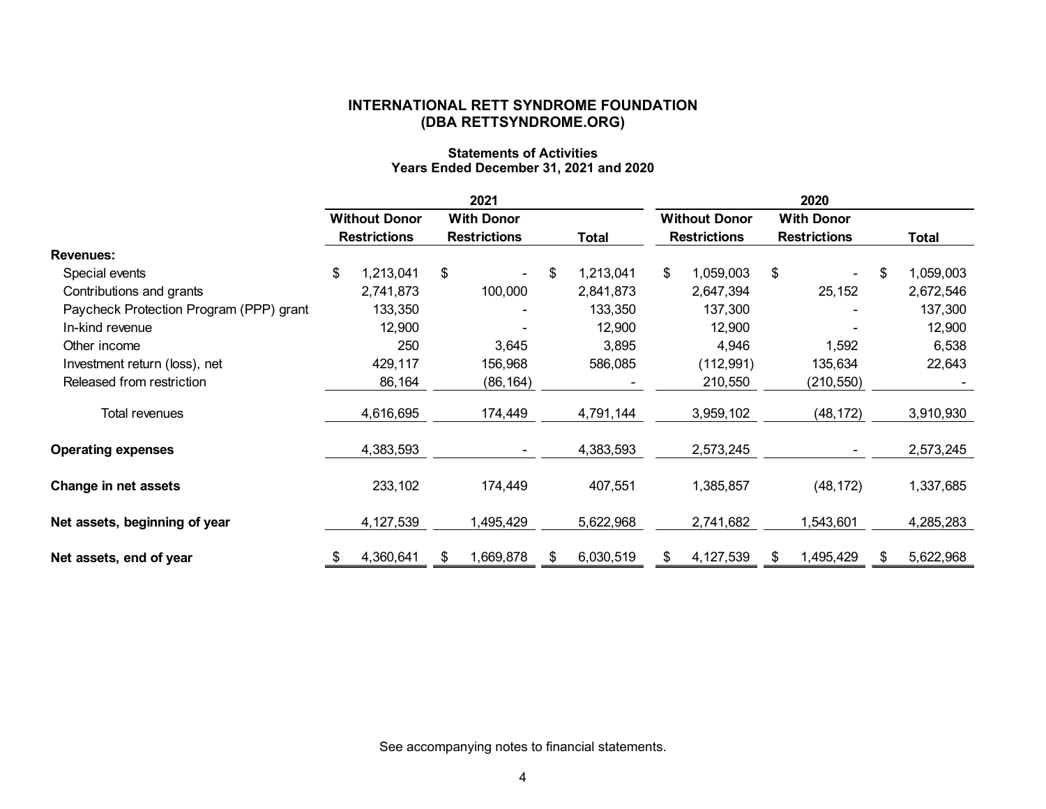# INTERNATIONAL RETT SYNDROME FOUNDATION
# (DBA RETTSYNDROME.ORG)

### Statements of Activities
### Years Ended December 31, 2021 and 2020

| | 2021 | | | 2020 | | |
|---|---|---|---|---|---|---|
| | Without Donor Restrictions | With Donor Restrictions | Total | Without Donor Restrictions | With Donor Restrictions | Total |
| **Revenues:** | | | | | | |
| Special events | $ 1,213,041 | $ - | $ 1,213,041 | $ 1,059,003 | $ - | $ 1,059,003 |
| Contributions and grants | 2,741,873 | 100,000 | 2,841,873 | 2,647,394 | 25,152 | 2,672,546 |
| Paycheck Protection Program (PPP) grant | 133,350 | - | 133,350 | 137,300 | - | 137,300 |
| In-kind revenue | 12,900 | - | 12,900 | 12,900 | - | 12,900 |
| Other income | 250 | 3,645 | 3,895 | 4,946 | 1,592 | 6,538 |
| Investment return (loss), net | 429,117 | 156,968 | 586,085 | (112,991) | 135,634 | 22,643 |
| Released from restriction | 86,164 | (86,164) | - | 210,550 | (210,550) | - |
| Total revenues | 4,616,695 | 174,449 | 4,791,144 | 3,959,102 | (48,172) | 3,910,930 |
| **Operating expenses** | 4,383,593 | - | 4,383,593 | 2,573,245 | - | 2,573,245 |
| **Change in net assets** | 233,102 | 174,449 | 407,551 | 1,385,857 | (48,172) | 1,337,685 |
| **Net assets, beginning of year** | 4,127,539 | 1,495,429 | 5,622,968 | 2,741,682 | 1,543,601 | 4,285,283 |
| **Net assets, end of year** | $ 4,360,641 | $ 1,669,878 | $ 6,030,519 | $ 4,127,539 | $ 1,495,429 | $ 5,622,968 |

See accompanying notes to financial statements.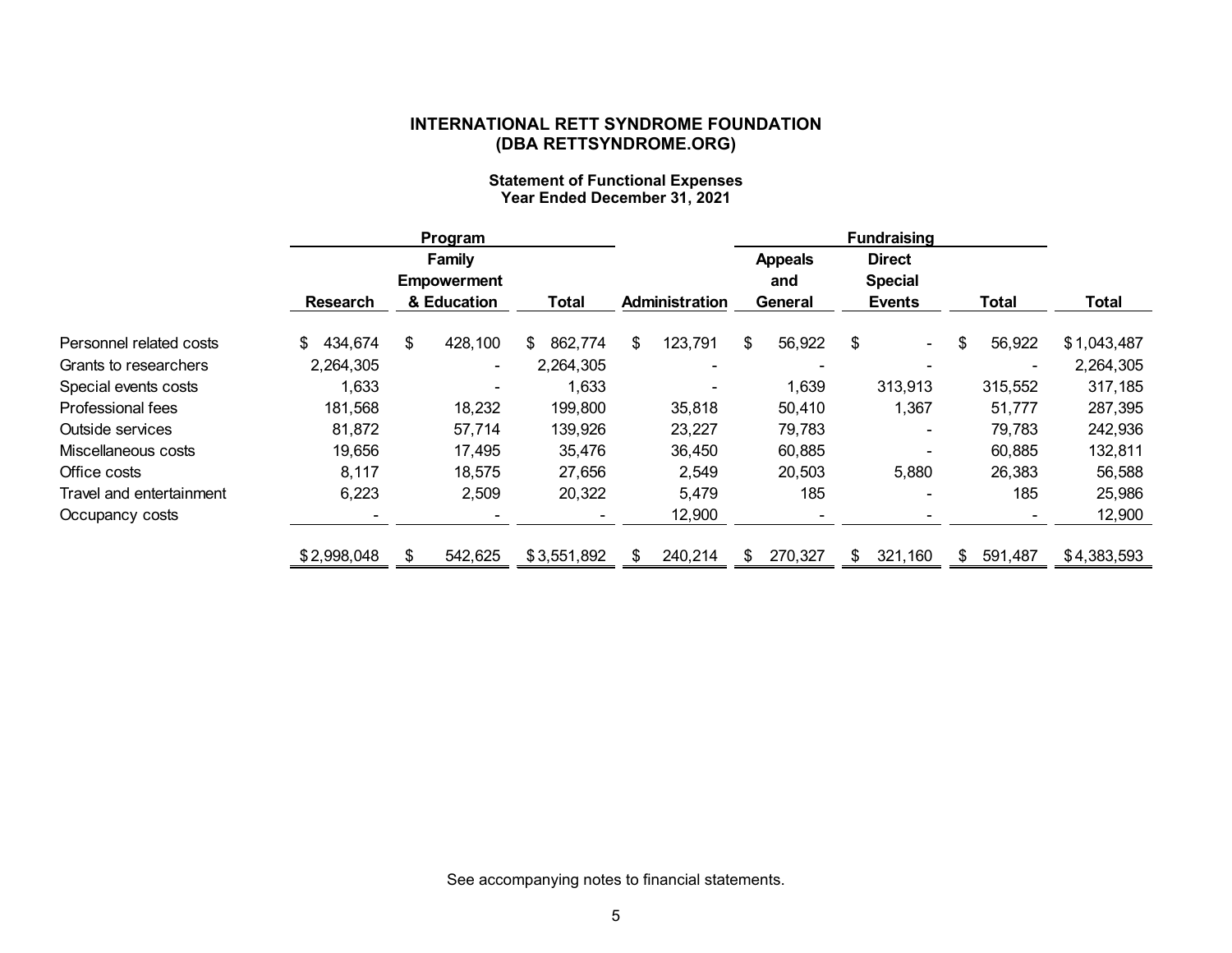# INTERNATIONAL RETT SYNDROME FOUNDATION
# (DBA RETTSYNDROME.ORG)

### Statement of Functional Expenses
### Year Ended December 31, 2021

| | Program | | | | Fundraising | | | |
|---|---|---|---|---|---|---|---|---|
| | Research | Family Empowerment & Education | Total | Administration | Appeals and General | Direct Special Events | Total | Total |
| Personnel related costs | $ 434,674 | $ 428,100 | $ 862,774 | $ 123,791 | $ 56,922 | $ - | $ 56,922 | $ 1,043,487 |
| Grants to researchers | 2,264,305 | - | 2,264,305 | - | - | - | - | 2,264,305 |
| Special events costs | 1,633 | - | 1,633 | - | 1,639 | 313,913 | 315,552 | 317,185 |
| Professional fees | 181,568 | 18,232 | 199,800 | 35,818 | 50,410 | 1,367 | 51,777 | 287,395 |
| Outside services | 81,872 | 57,714 | 139,926 | 23,227 | 79,783 | - | 79,783 | 242,936 |
| Miscellaneous costs | 19,656 | 17,495 | 35,476 | 36,450 | 60,885 | - | 60,885 | 132,811 |
| Office costs | 8,117 | 18,575 | 27,656 | 2,549 | 20,503 | 5,880 | 26,383 | 56,588 |
| Travel and entertainment | 6,223 | 2,509 | 20,322 | 5,479 | 185 | - | 185 | 25,986 |
| Occupancy costs | - | - | - | 12,900 | - | - | - | 12,900 |
| | $ 2,998,048 | $ 542,625 | $ 3,551,892 | $ 240,214 | $ 270,327 | $ 321,160 | $ 591,487 | $ 4,383,593 |

See accompanying notes to financial statements.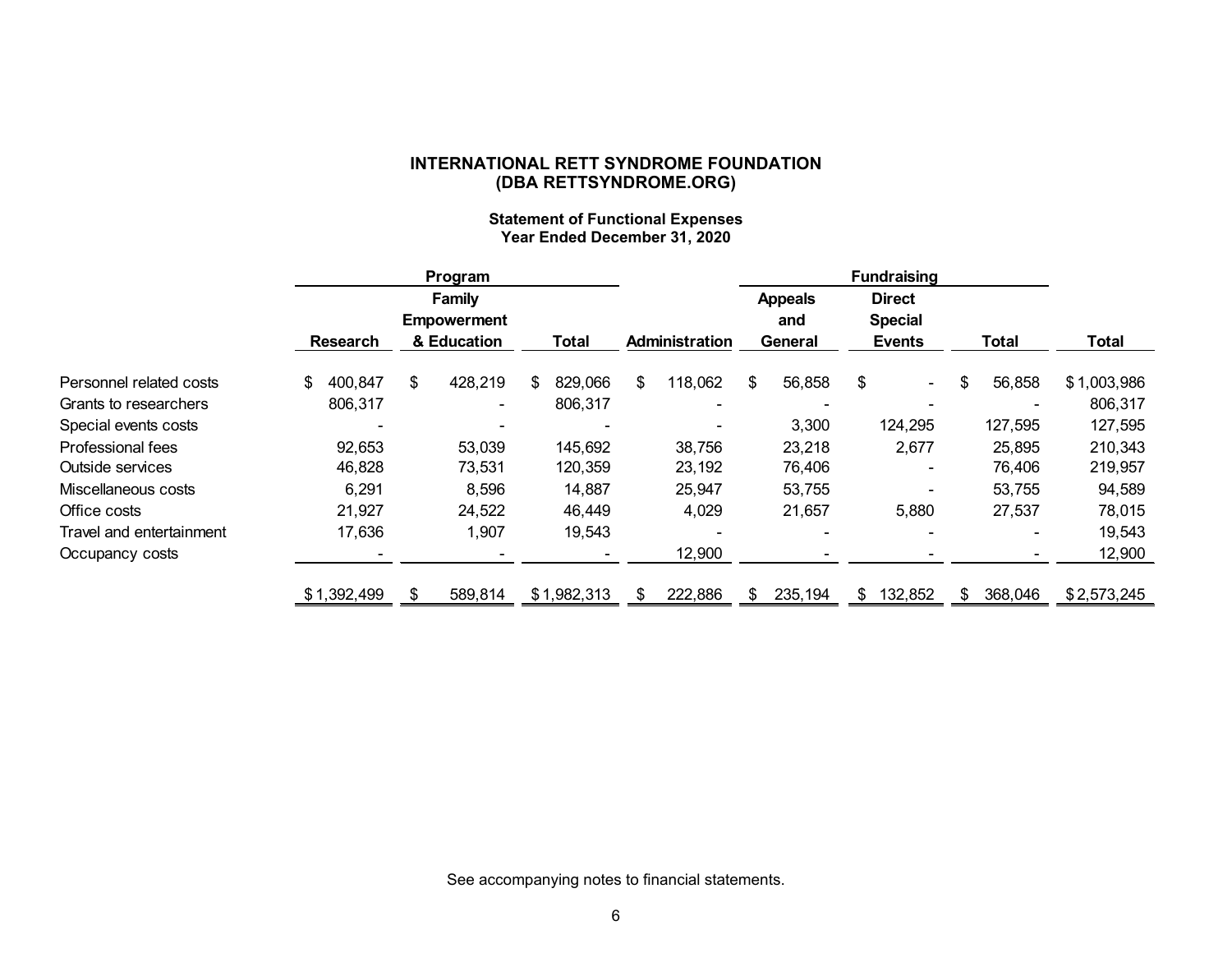# INTERNATIONAL RETT SYNDROME FOUNDATION
# (DBA RETTSYNDROME.ORG)

## Statement of Functional Expenses
## Year Ended December 31, 2020

| | Program | | | | Fundraising | | | |
|---|---|---|---|---|---|---|---|---|
| | Research | Family Empowerment & Education | Total | Administration | Appeals and General | Direct Special Events | Total | Total |
| Personnel related costs | $ 400,847 | $ 428,219 | $ 829,066 | $ 118,062 | $ 56,858 | $ - | $ 56,858 | $ 1,003,986 |
| Grants to researchers | 806,317 | - | 806,317 | - | - | - | - | 806,317 |
| Special events costs | - | - | - | - | 3,300 | 124,295 | 127,595 | 127,595 |
| Professional fees | 92,653 | 53,039 | 145,692 | 38,756 | 23,218 | 2,677 | 25,895 | 210,343 |
| Outside services | 46,828 | 73,531 | 120,359 | 23,192 | 76,406 | - | 76,406 | 219,957 |
| Miscellaneous costs | 6,291 | 8,596 | 14,887 | 25,947 | 53,755 | - | 53,755 | 94,589 |
| Office costs | 21,927 | 24,522 | 46,449 | 4,029 | 21,657 | 5,880 | 27,537 | 78,015 |
| Travel and entertainment | 17,636 | 1,907 | 19,543 | - | - | - | - | 19,543 |
| Occupancy costs | - | - | - | 12,900 | - | - | - | 12,900 |
| | $ 1,392,499 | $ 589,814 | $ 1,982,313 | $ 222,886 | $ 235,194 | $ 132,852 | $ 368,046 | $ 2,573,245 |

See accompanying notes to financial statements.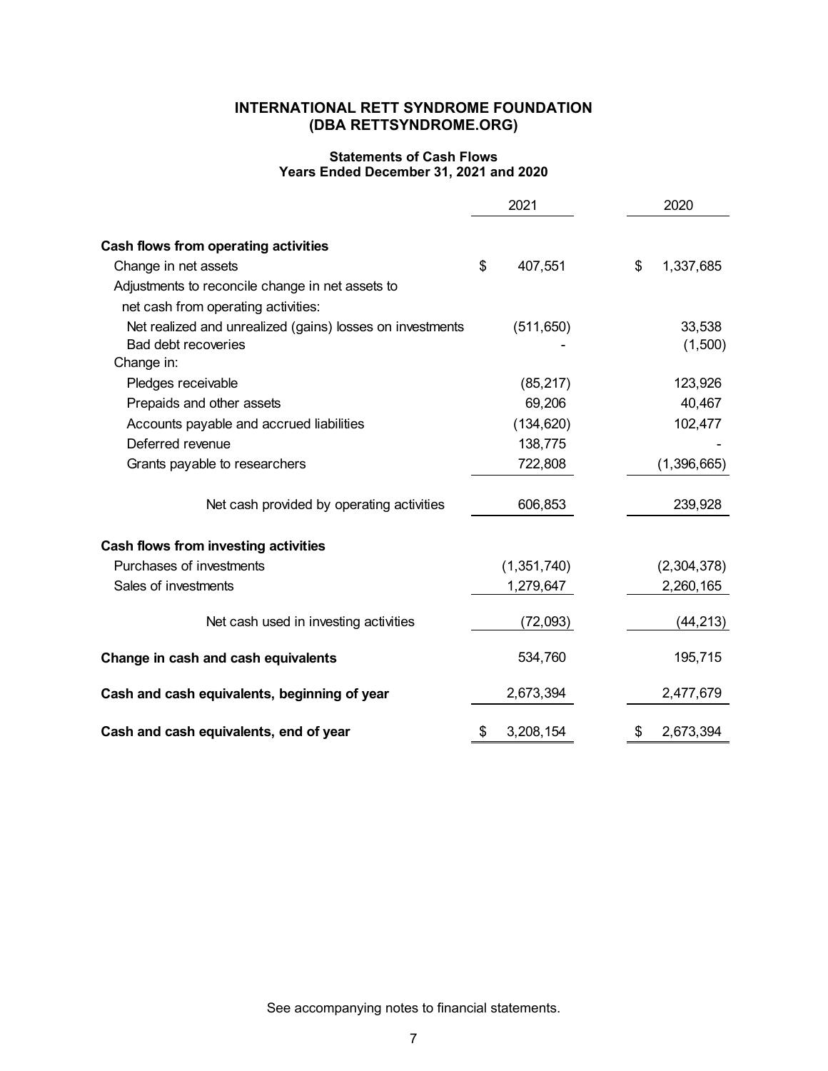# INTERNATIONAL RETT SYNDROME FOUNDATION
# (DBA RETTSYNDROME.ORG)

## Statements of Cash Flows
## Years Ended December 31, 2021 and 2020

| | 2021 | 2020 |
|---|---|---|
| **Cash flows from operating activities** | | |
| Change in net assets | $ 407,551 | $ 1,337,685 |
| Adjustments to reconcile change in net assets to net cash from operating activities: | | |
| Net realized and unrealized (gains) losses on investments | (511,650) | 33,538 |
| Bad debt recoveries | - | (1,500) |
| Change in: | | |
| Pledges receivable | (85,217) | 123,926 |
| Prepaids and other assets | 69,206 | 40,467 |
| Accounts payable and accrued liabilities | (134,620) | 102,477 |
| Deferred revenue | 138,775 | - |
| Grants payable to researchers | 722,808 | (1,396,665) |
| Net cash provided by operating activities | 606,853 | 239,928 |
| **Cash flows from investing activities** | | |
| Purchases of investments | (1,351,740) | (2,304,378) |
| Sales of investments | 1,279,647 | 2,260,165 |
| Net cash used in investing activities | (72,093) | (44,213) |
| **Change in cash and cash equivalents** | 534,760 | 195,715 |
| **Cash and cash equivalents, beginning of year** | 2,673,394 | 2,477,679 |
| **Cash and cash equivalents, end of year** | $ 3,208,154 | $ 2,673,394 |

See accompanying notes to financial statements.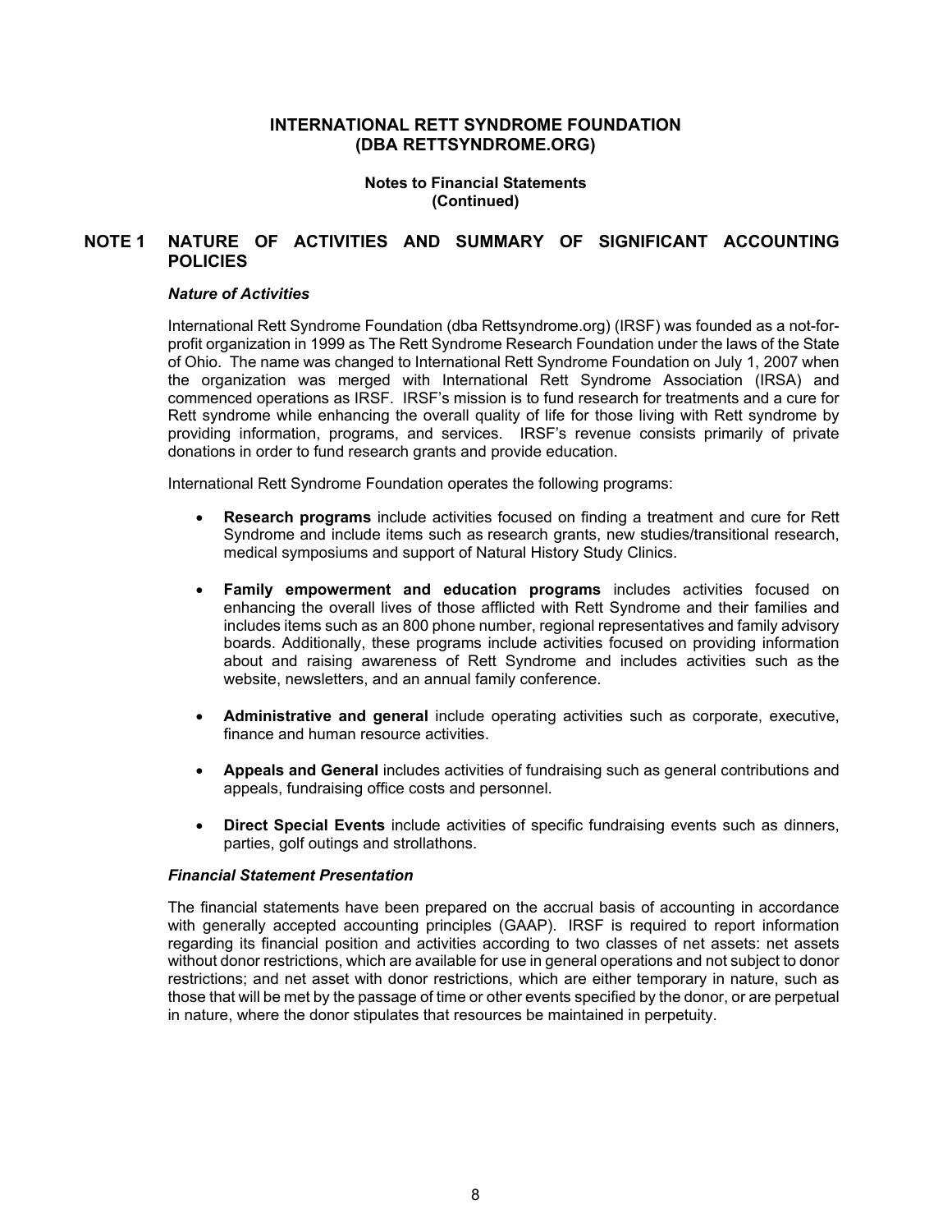# INTERNATIONAL RETT SYNDROME FOUNDATION (DBA RETTSYNDROME.ORG)

## Notes to Financial Statements (Continued)

## NOTE 1 NATURE OF ACTIVITIES AND SUMMARY OF SIGNIFICANT ACCOUNTING POLICIES

### *Nature of Activities*

International Rett Syndrome Foundation (dba Rettsyndrome.org) (IRSF) was founded as a not-for-profit organization in 1999 as The Rett Syndrome Research Foundation under the laws of the State of Ohio. The name was changed to International Rett Syndrome Foundation on July 1, 2007 when the organization was merged with International Rett Syndrome Association (IRSA) and commenced operations as IRSF. IRSF's mission is to fund research for treatments and a cure for Rett syndrome while enhancing the overall quality of life for those living with Rett syndrome by providing information, programs, and services. IRSF's revenue consists primarily of private donations in order to fund research grants and provide education.

International Rett Syndrome Foundation operates the following programs:

- **Research programs** include activities focused on finding a treatment and cure for Rett Syndrome and include items such as research grants, new studies/transitional research, medical symposiums and support of Natural History Study Clinics.
- **Family empowerment and education programs** includes activities focused on enhancing the overall lives of those afflicted with Rett Syndrome and their families and includes items such as an 800 phone number, regional representatives and family advisory boards. Additionally, these programs include activities focused on providing information about and raising awareness of Rett Syndrome and includes activities such as the website, newsletters, and an annual family conference.
- **Administrative and general** include operating activities such as corporate, executive, finance and human resource activities.
- **Appeals and General** includes activities of fundraising such as general contributions and appeals, fundraising office costs and personnel.
- **Direct Special Events** include activities of specific fundraising events such as dinners, parties, golf outings and strollathons.

### *Financial Statement Presentation*

The financial statements have been prepared on the accrual basis of accounting in accordance with generally accepted accounting principles (GAAP). IRSF is required to report information regarding its financial position and activities according to two classes of net assets: net assets without donor restrictions, which are available for use in general operations and not subject to donor restrictions; and net asset with donor restrictions, which are either temporary in nature, such as those that will be met by the passage of time or other events specified by the donor, or are perpetual in nature, where the donor stipulates that resources be maintained in perpetuity.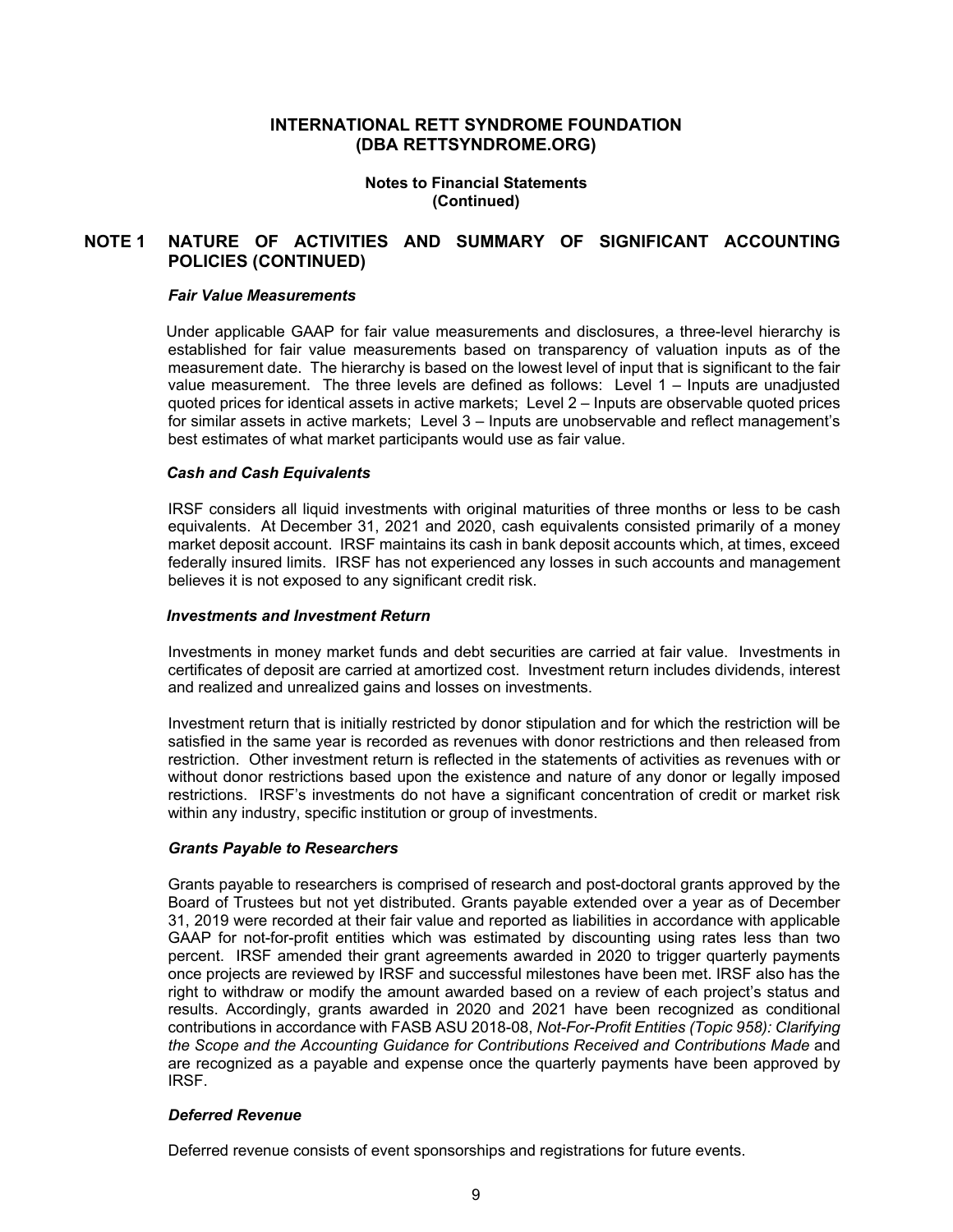**INTERNATIONAL RETT SYNDROME FOUNDATION**
**(DBA RETTSYNDROME.ORG)**

**Notes to Financial Statements**
**(Continued)**

## NOTE 1 NATURE OF ACTIVITIES AND SUMMARY OF SIGNIFICANT ACCOUNTING POLICIES (CONTINUED)

***Fair Value Measurements***

Under applicable GAAP for fair value measurements and disclosures, a three-level hierarchy is established for fair value measurements based on transparency of valuation inputs as of the measurement date. The hierarchy is based on the lowest level of input that is significant to the fair value measurement. The three levels are defined as follows: Level 1 – Inputs are unadjusted quoted prices for identical assets in active markets; Level 2 – Inputs are observable quoted prices for similar assets in active markets; Level 3 – Inputs are unobservable and reflect management's best estimates of what market participants would use as fair value.

***Cash and Cash Equivalents***

IRSF considers all liquid investments with original maturities of three months or less to be cash equivalents. At December 31, 2021 and 2020, cash equivalents consisted primarily of a money market deposit account. IRSF maintains its cash in bank deposit accounts which, at times, exceed federally insured limits. IRSF has not experienced any losses in such accounts and management believes it is not exposed to any significant credit risk.

***Investments and Investment Return***

Investments in money market funds and debt securities are carried at fair value. Investments in certificates of deposit are carried at amortized cost. Investment return includes dividends, interest and realized and unrealized gains and losses on investments.

Investment return that is initially restricted by donor stipulation and for which the restriction will be satisfied in the same year is recorded as revenues with donor restrictions and then released from restriction. Other investment return is reflected in the statements of activities as revenues with or without donor restrictions based upon the existence and nature of any donor or legally imposed restrictions. IRSF's investments do not have a significant concentration of credit or market risk within any industry, specific institution or group of investments.

***Grants Payable to Researchers***

Grants payable to researchers is comprised of research and post-doctoral grants approved by the Board of Trustees but not yet distributed. Grants payable extended over a year as of December 31, 2019 were recorded at their fair value and reported as liabilities in accordance with applicable GAAP for not-for-profit entities which was estimated by discounting using rates less than two percent. IRSF amended their grant agreements awarded in 2020 to trigger quarterly payments once projects are reviewed by IRSF and successful milestones have been met. IRSF also has the right to withdraw or modify the amount awarded based on a review of each project's status and results. Accordingly, grants awarded in 2020 and 2021 have been recognized as conditional contributions in accordance with FASB ASU 2018-08, *Not-For-Profit Entities (Topic 958): Clarifying the Scope and the Accounting Guidance for Contributions Received and Contributions Made* and are recognized as a payable and expense once the quarterly payments have been approved by IRSF.

***Deferred Revenue***

Deferred revenue consists of event sponsorships and registrations for future events.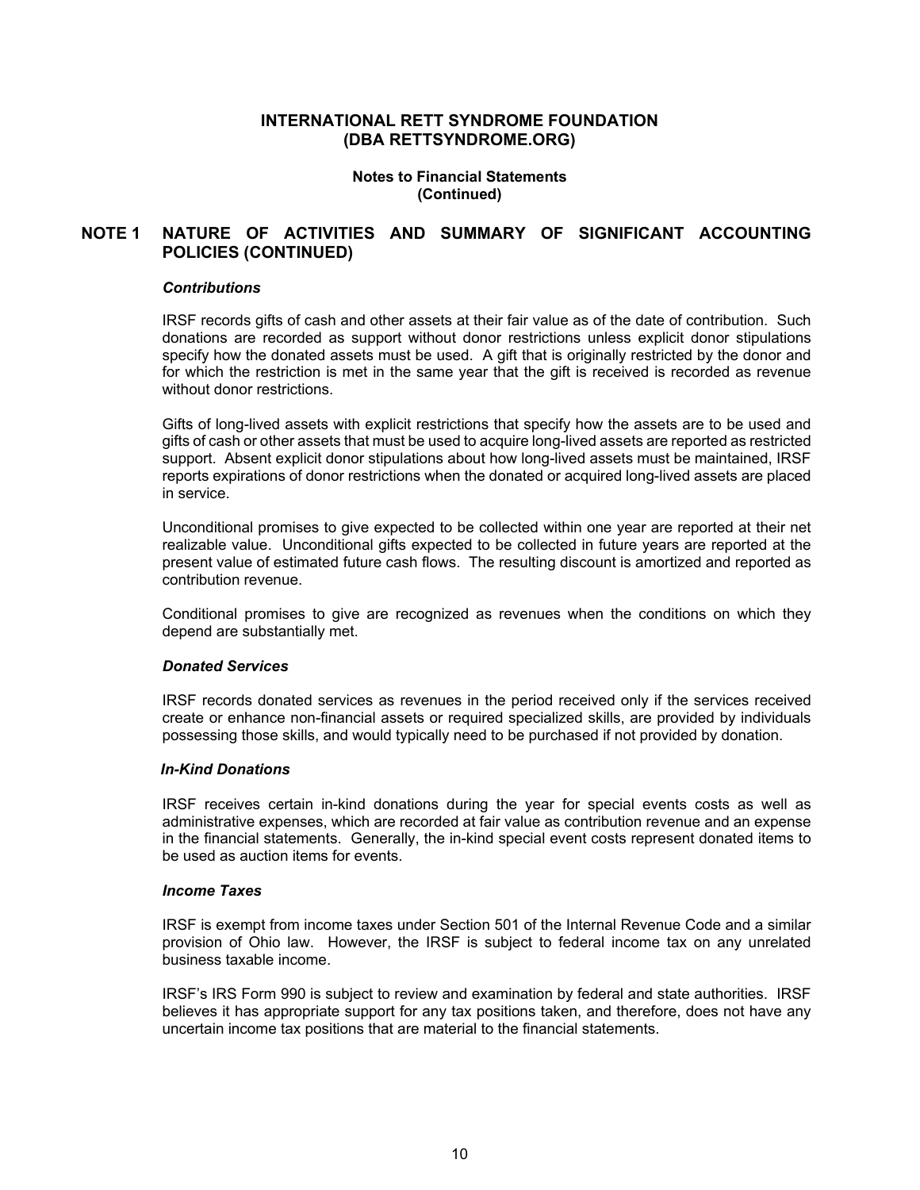# INTERNATIONAL RETT SYNDROME FOUNDATION (DBA RETTSYNDROME.ORG)

**Notes to Financial Statements (Continued)**

## NOTE 1 NATURE OF ACTIVITIES AND SUMMARY OF SIGNIFICANT ACCOUNTING POLICIES (CONTINUED)

### *Contributions*

IRSF records gifts of cash and other assets at their fair value as of the date of contribution. Such donations are recorded as support without donor restrictions unless explicit donor stipulations specify how the donated assets must be used. A gift that is originally restricted by the donor and for which the restriction is met in the same year that the gift is received is recorded as revenue without donor restrictions.

Gifts of long-lived assets with explicit restrictions that specify how the assets are to be used and gifts of cash or other assets that must be used to acquire long-lived assets are reported as restricted support. Absent explicit donor stipulations about how long-lived assets must be maintained, IRSF reports expirations of donor restrictions when the donated or acquired long-lived assets are placed in service.

Unconditional promises to give expected to be collected within one year are reported at their net realizable value. Unconditional gifts expected to be collected in future years are reported at the present value of estimated future cash flows. The resulting discount is amortized and reported as contribution revenue.

Conditional promises to give are recognized as revenues when the conditions on which they depend are substantially met.

### *Donated Services*

IRSF records donated services as revenues in the period received only if the services received create or enhance non-financial assets or required specialized skills, are provided by individuals possessing those skills, and would typically need to be purchased if not provided by donation.

### *In-Kind Donations*

IRSF receives certain in-kind donations during the year for special events costs as well as administrative expenses, which are recorded at fair value as contribution revenue and an expense in the financial statements. Generally, the in-kind special event costs represent donated items to be used as auction items for events.

### *Income Taxes*

IRSF is exempt from income taxes under Section 501 of the Internal Revenue Code and a similar provision of Ohio law. However, the IRSF is subject to federal income tax on any unrelated business taxable income.

IRSF's IRS Form 990 is subject to review and examination by federal and state authorities. IRSF believes it has appropriate support for any tax positions taken, and therefore, does not have any uncertain income tax positions that are material to the financial statements.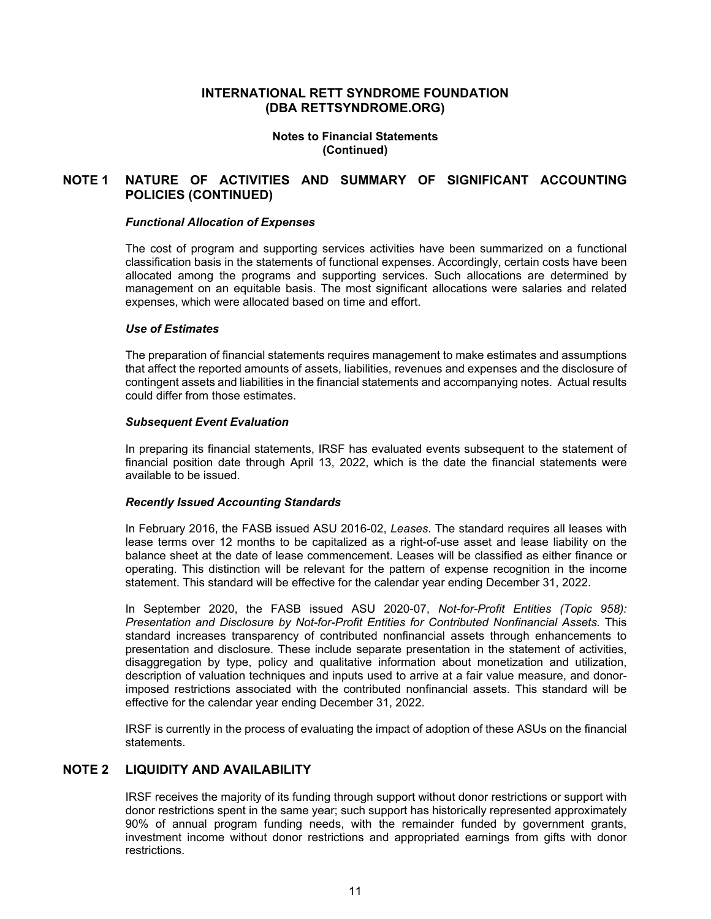# INTERNATIONAL RETT SYNDROME FOUNDATION (DBA RETTSYNDROME.ORG)

**Notes to Financial Statements (Continued)**

## NOTE 1 NATURE OF ACTIVITIES AND SUMMARY OF SIGNIFICANT ACCOUNTING POLICIES (CONTINUED)

***Functional Allocation of Expenses***

The cost of program and supporting services activities have been summarized on a functional classification basis in the statements of functional expenses. Accordingly, certain costs have been allocated among the programs and supporting services. Such allocations are determined by management on an equitable basis. The most significant allocations were salaries and related expenses, which were allocated based on time and effort.

***Use of Estimates***

The preparation of financial statements requires management to make estimates and assumptions that affect the reported amounts of assets, liabilities, revenues and expenses and the disclosure of contingent assets and liabilities in the financial statements and accompanying notes. Actual results could differ from those estimates.

***Subsequent Event Evaluation***

In preparing its financial statements, IRSF has evaluated events subsequent to the statement of financial position date through April 13, 2022, which is the date the financial statements were available to be issued.

***Recently Issued Accounting Standards***

In February 2016, the FASB issued ASU 2016-02, *Leases*. The standard requires all leases with lease terms over 12 months to be capitalized as a right-of-use asset and lease liability on the balance sheet at the date of lease commencement. Leases will be classified as either finance or operating. This distinction will be relevant for the pattern of expense recognition in the income statement. This standard will be effective for the calendar year ending December 31, 2022.

In September 2020, the FASB issued ASU 2020-07, *Not-for-Profit Entities (Topic 958): Presentation and Disclosure by Not-for-Profit Entities for Contributed Nonfinancial Assets.* This standard increases transparency of contributed nonfinancial assets through enhancements to presentation and disclosure. These include separate presentation in the statement of activities, disaggregation by type, policy and qualitative information about monetization and utilization, description of valuation techniques and inputs used to arrive at a fair value measure, and donor-imposed restrictions associated with the contributed nonfinancial assets. This standard will be effective for the calendar year ending December 31, 2022.

IRSF is currently in the process of evaluating the impact of adoption of these ASUs on the financial statements.

## NOTE 2 LIQUIDITY AND AVAILABILITY

IRSF receives the majority of its funding through support without donor restrictions or support with donor restrictions spent in the same year; such support has historically represented approximately 90% of annual program funding needs, with the remainder funded by government grants, investment income without donor restrictions and appropriated earnings from gifts with donor restrictions.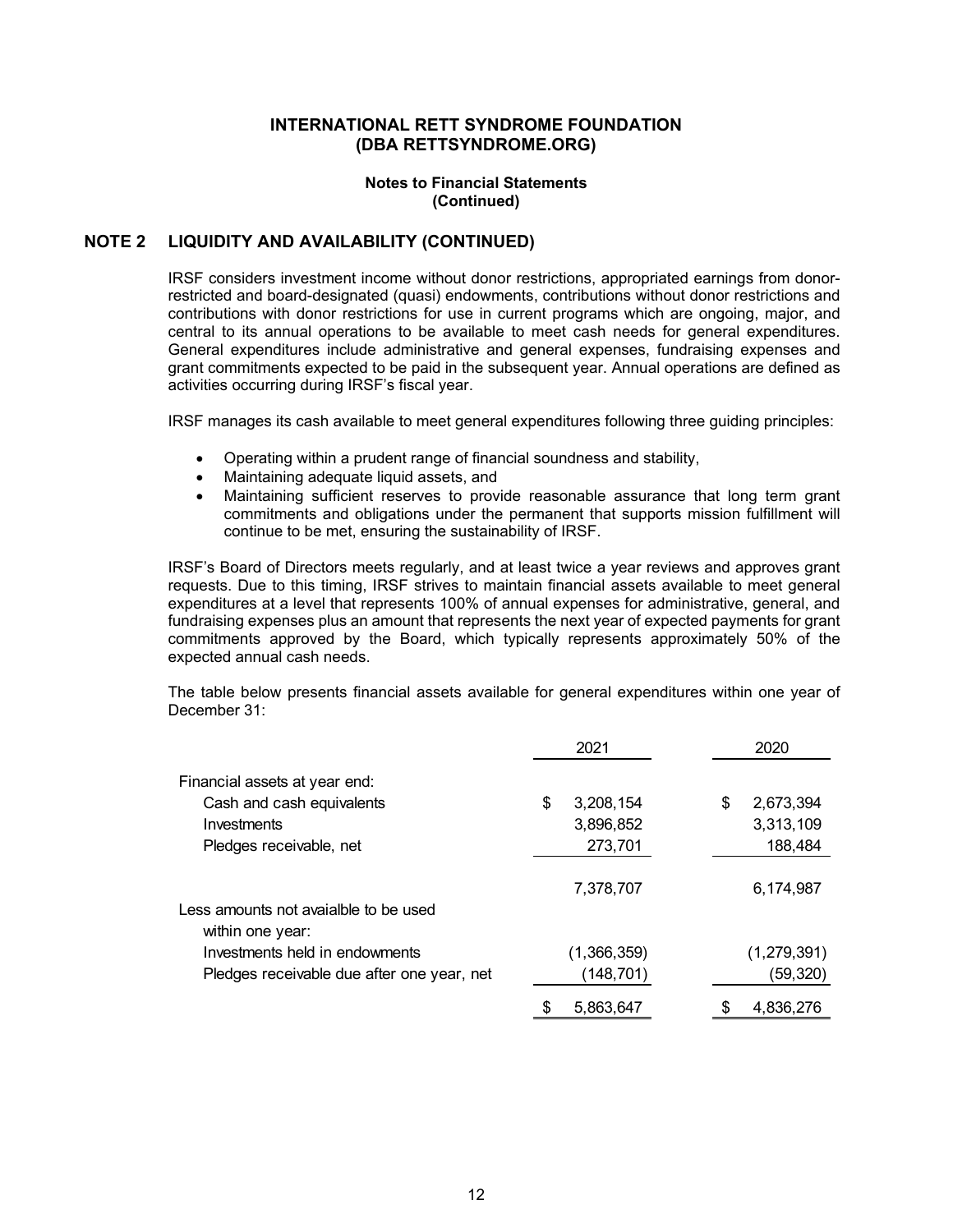# INTERNATIONAL RETT SYNDROME FOUNDATION
# (DBA RETTSYNDROME.ORG)

**Notes to Financial Statements**
**(Continued)**

## NOTE 2 LIQUIDITY AND AVAILABILITY (CONTINUED)

IRSF considers investment income without donor restrictions, appropriated earnings from donor-restricted and board-designated (quasi) endowments, contributions without donor restrictions and contributions with donor restrictions for use in current programs which are ongoing, major, and central to its annual operations to be available to meet cash needs for general expenditures. General expenditures include administrative and general expenses, fundraising expenses and grant commitments expected to be paid in the subsequent year. Annual operations are defined as activities occurring during IRSF's fiscal year.

IRSF manages its cash available to meet general expenditures following three guiding principles:

- Operating within a prudent range of financial soundness and stability,
- Maintaining adequate liquid assets, and
- Maintaining sufficient reserves to provide reasonable assurance that long term grant commitments and obligations under the permanent that supports mission fulfillment will continue to be met, ensuring the sustainability of IRSF.

IRSF's Board of Directors meets regularly, and at least twice a year reviews and approves grant requests. Due to this timing, IRSF strives to maintain financial assets available to meet general expenditures at a level that represents 100% of annual expenses for administrative, general, and fundraising expenses plus an amount that represents the next year of expected payments for grant commitments approved by the Board, which typically represents approximately 50% of the expected annual cash needs.

The table below presents financial assets available for general expenditures within one year of December 31:

| | 2021 | 2020 |
|---|---|---|
| Financial assets at year end: | | |
| Cash and cash equivalents | $ 3,208,154 | $ 2,673,394 |
| Investments | 3,896,852 | 3,313,109 |
| Pledges receivable, net | 273,701 | 188,484 |
| | 7,378,707 | 6,174,987 |
| Less amounts not avaialble to be used within one year: | | |
| Investments held in endowments | (1,366,359) | (1,279,391) |
| Pledges receivable due after one year, net | (148,701) | (59,320) |
| | $ 5,863,647 | $ 4,836,276 |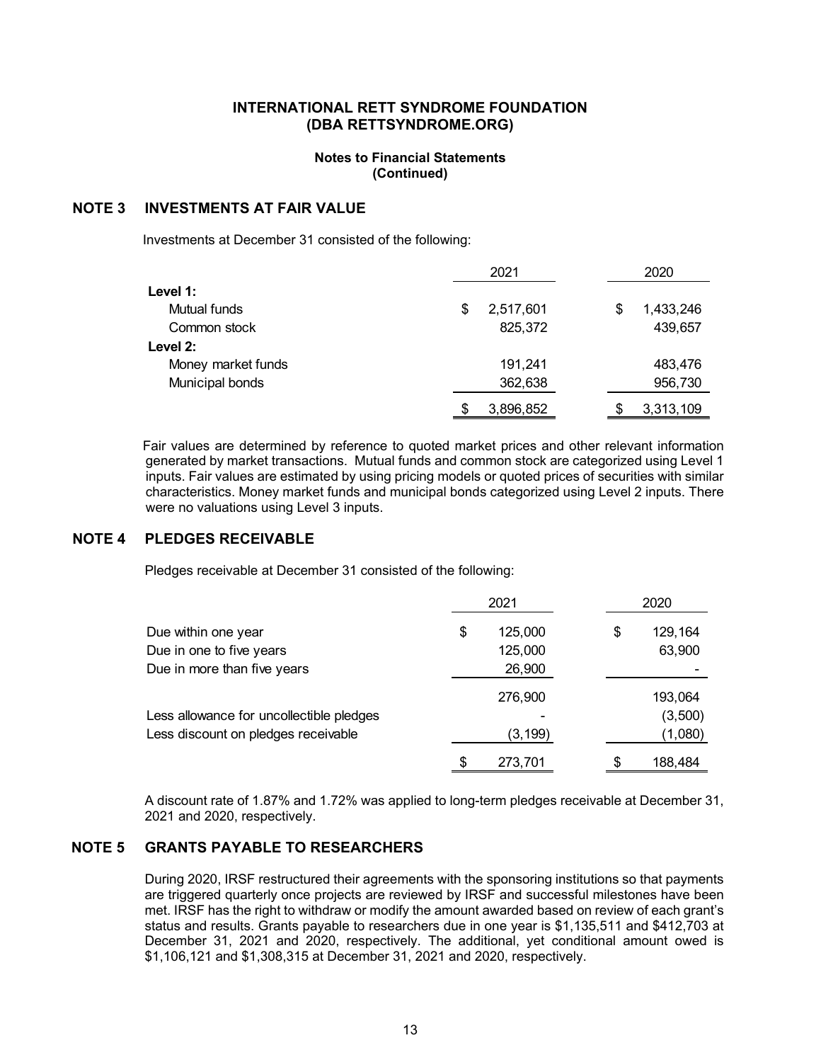**INTERNATIONAL RETT SYNDROME FOUNDATION**
**(DBA RETTSYNDROME.ORG)**

**Notes to Financial Statements**
**(Continued)**

## NOTE 3 INVESTMENTS AT FAIR VALUE

Investments at December 31 consisted of the following:

| | 2021 | 2020 |
|---|---|---|
| **Level 1:** | | |
| Mutual funds | $ 2,517,601 | $ 1,433,246 |
| Common stock | 825,372 | 439,657 |
| **Level 2:** | | |
| Money market funds | 191,241 | 483,476 |
| Municipal bonds | 362,638 | 956,730 |
| | $ 3,896,852 | $ 3,313,109 |

Fair values are determined by reference to quoted market prices and other relevant information generated by market transactions. Mutual funds and common stock are categorized using Level 1 inputs. Fair values are estimated by using pricing models or quoted prices of securities with similar characteristics. Money market funds and municipal bonds categorized using Level 2 inputs. There were no valuations using Level 3 inputs.

## NOTE 4 PLEDGES RECEIVABLE

Pledges receivable at December 31 consisted of the following:

| | 2021 | 2020 |
|---|---|---|
| Due within one year | $ 125,000 | $ 129,164 |
| Due in one to five years | 125,000 | 63,900 |
| Due in more than five years | 26,900 | - |
| | 276,900 | 193,064 |
| Less allowance for uncollectible pledges | - | (3,500) |
| Less discount on pledges receivable | (3,199) | (1,080) |
| | $ 273,701 | $ 188,484 |

A discount rate of 1.87% and 1.72% was applied to long-term pledges receivable at December 31, 2021 and 2020, respectively.

## NOTE 5 GRANTS PAYABLE TO RESEARCHERS

During 2020, IRSF restructured their agreements with the sponsoring institutions so that payments are triggered quarterly once projects are reviewed by IRSF and successful milestones have been met. IRSF has the right to withdraw or modify the amount awarded based on review of each grant's status and results. Grants payable to researchers due in one year is $1,135,511 and $412,703 at December 31, 2021 and 2020, respectively. The additional, yet conditional amount owed is $1,106,121 and $1,308,315 at December 31, 2021 and 2020, respectively.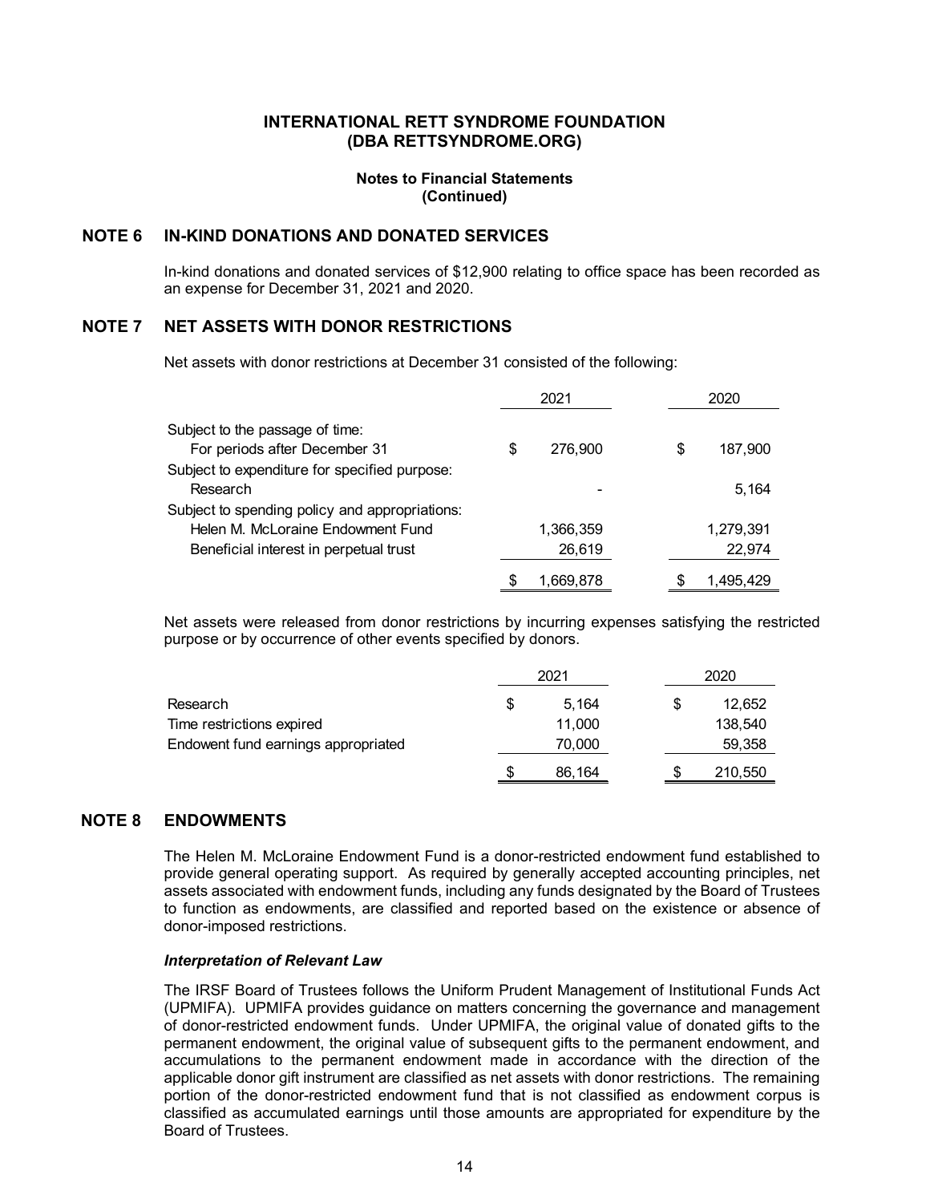**INTERNATIONAL RETT SYNDROME FOUNDATION**
**(DBA RETTSYNDROME.ORG)**

**Notes to Financial Statements**
**(Continued)**

## NOTE 6 IN-KIND DONATIONS AND DONATED SERVICES

In-kind donations and donated services of $12,900 relating to office space has been recorded as an expense for December 31, 2021 and 2020.

## NOTE 7 NET ASSETS WITH DONOR RESTRICTIONS

Net assets with donor restrictions at December 31 consisted of the following:

| | 2021 | 2020 |
|---|---|---|
| Subject to the passage of time: | | |
| For periods after December 31 | $ 276,900 | $ 187,900 |
| Subject to expenditure for specified purpose: | | |
| Research | - | 5,164 |
| Subject to spending policy and appropriations: | | |
| Helen M. McLoraine Endowment Fund | 1,366,359 | 1,279,391 |
| Beneficial interest in perpetual trust | 26,619 | 22,974 |
| | $ 1,669,878 | $ 1,495,429 |

Net assets were released from donor restrictions by incurring expenses satisfying the restricted purpose or by occurrence of other events specified by donors.

| | 2021 | 2020 |
|---|---|---|
| Research | $ 5,164 | $ 12,652 |
| Time restrictions expired | 11,000 | 138,540 |
| Endowent fund earnings appropriated | 70,000 | 59,358 |
| | $ 86,164 | $ 210,550 |

## NOTE 8 ENDOWMENTS

The Helen M. McLoraine Endowment Fund is a donor-restricted endowment fund established to provide general operating support. As required by generally accepted accounting principles, net assets associated with endowment funds, including any funds designated by the Board of Trustees to function as endowments, are classified and reported based on the existence or absence of donor-imposed restrictions.

***Interpretation of Relevant Law***

The IRSF Board of Trustees follows the Uniform Prudent Management of Institutional Funds Act (UPMIFA). UPMIFA provides guidance on matters concerning the governance and management of donor-restricted endowment funds. Under UPMIFA, the original value of donated gifts to the permanent endowment, the original value of subsequent gifts to the permanent endowment, and accumulations to the permanent endowment made in accordance with the direction of the applicable donor gift instrument are classified as net assets with donor restrictions. The remaining portion of the donor-restricted endowment fund that is not classified as endowment corpus is classified as accumulated earnings until those amounts are appropriated for expenditure by the Board of Trustees.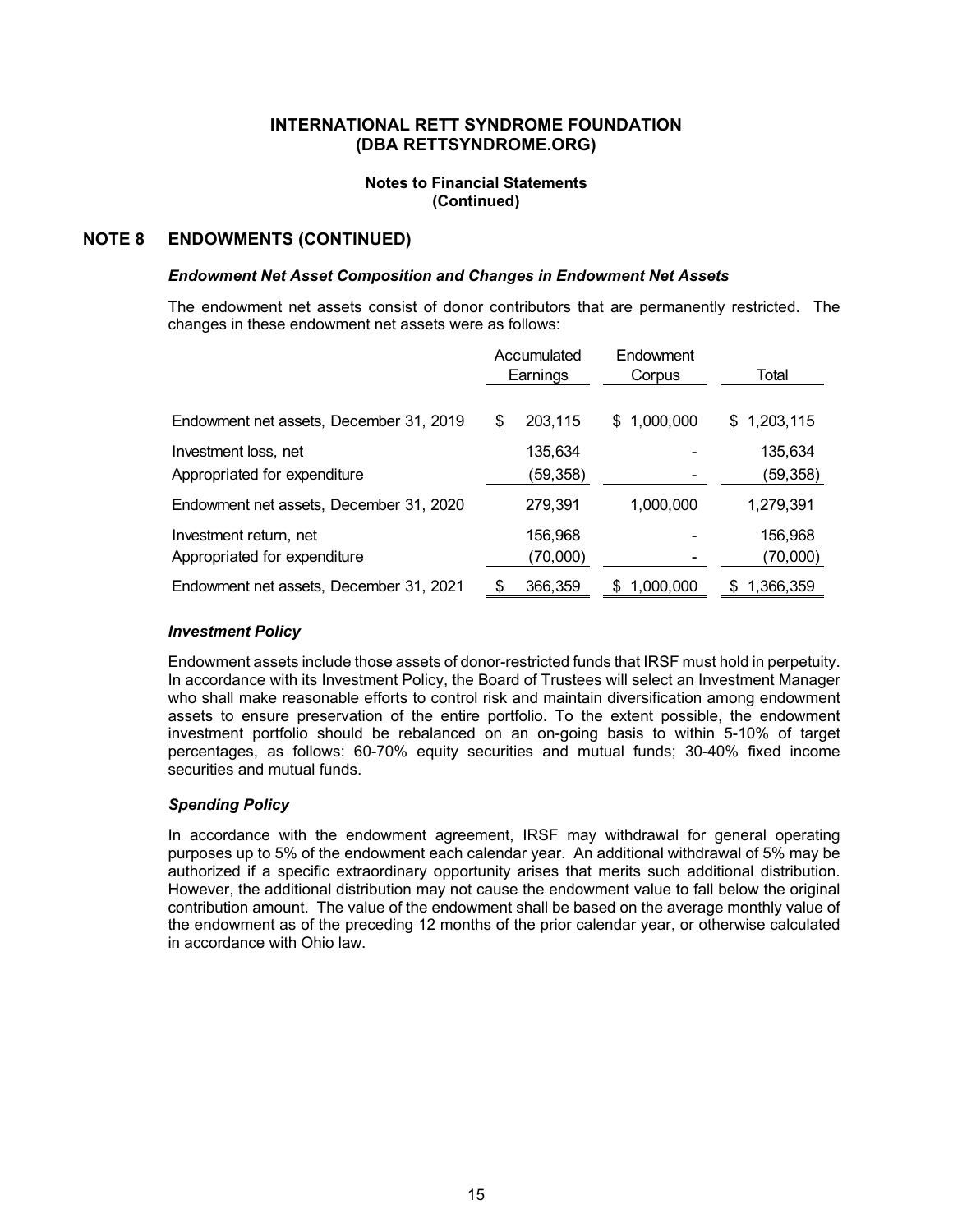# INTERNATIONAL RETT SYNDROME FOUNDATION (DBA RETTSYNDROME.ORG)

### Notes to Financial Statements (Continued)

## NOTE 8 ENDOWMENTS (CONTINUED)

### *Endowment Net Asset Composition and Changes in Endowment Net Assets*

The endowment net assets consist of donor contributors that are permanently restricted. The changes in these endowment net assets were as follows:

| | Accumulated Earnings | Endowment Corpus | Total |
|---|---|---|---|
| Endowment net assets, December 31, 2019 | $ 203,115 | $ 1,000,000 | $ 1,203,115 |
| Investment loss, net | 135,634 | - | 135,634 |
| Appropriated for expenditure | (59,358) | - | (59,358) |
| Endowment net assets, December 31, 2020 | 279,391 | 1,000,000 | 1,279,391 |
| Investment return, net | 156,968 | - | 156,968 |
| Appropriated for expenditure | (70,000) | - | (70,000) |
| Endowment net assets, December 31, 2021 | $ 366,359 | $ 1,000,000 | $ 1,366,359 |

### *Investment Policy*

Endowment assets include those assets of donor-restricted funds that IRSF must hold in perpetuity. In accordance with its Investment Policy, the Board of Trustees will select an Investment Manager who shall make reasonable efforts to control risk and maintain diversification among endowment assets to ensure preservation of the entire portfolio. To the extent possible, the endowment investment portfolio should be rebalanced on an on-going basis to within 5-10% of target percentages, as follows: 60-70% equity securities and mutual funds; 30-40% fixed income securities and mutual funds.

### *Spending Policy*

In accordance with the endowment agreement, IRSF may withdrawal for general operating purposes up to 5% of the endowment each calendar year. An additional withdrawal of 5% may be authorized if a specific extraordinary opportunity arises that merits such additional distribution. However, the additional distribution may not cause the endowment value to fall below the original contribution amount. The value of the endowment shall be based on the average monthly value of the endowment as of the preceding 12 months of the prior calendar year, or otherwise calculated in accordance with Ohio law.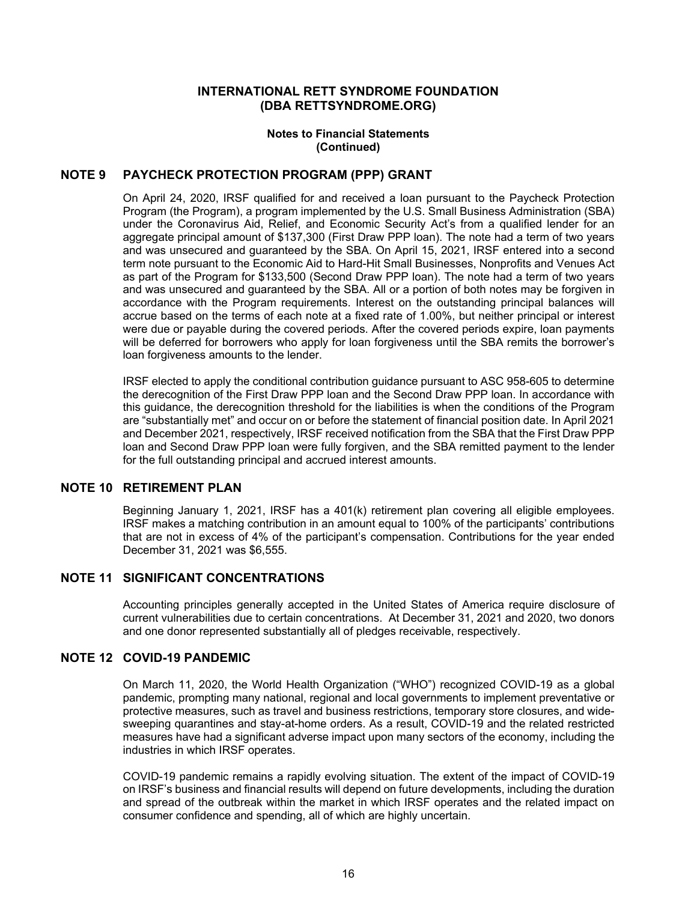**INTERNATIONAL RETT SYNDROME FOUNDATION**
**(DBA RETTSYNDROME.ORG)**

**Notes to Financial Statements**
**(Continued)**

## NOTE 9 PAYCHECK PROTECTION PROGRAM (PPP) GRANT

On April 24, 2020, IRSF qualified for and received a loan pursuant to the Paycheck Protection Program (the Program), a program implemented by the U.S. Small Business Administration (SBA) under the Coronavirus Aid, Relief, and Economic Security Act's from a qualified lender for an aggregate principal amount of $137,300 (First Draw PPP loan). The note had a term of two years and was unsecured and guaranteed by the SBA. On April 15, 2021, IRSF entered into a second term note pursuant to the Economic Aid to Hard-Hit Small Businesses, Nonprofits and Venues Act as part of the Program for $133,500 (Second Draw PPP loan). The note had a term of two years and was unsecured and guaranteed by the SBA. All or a portion of both notes may be forgiven in accordance with the Program requirements. Interest on the outstanding principal balances will accrue based on the terms of each note at a fixed rate of 1.00%, but neither principal or interest were due or payable during the covered periods. After the covered periods expire, loan payments will be deferred for borrowers who apply for loan forgiveness until the SBA remits the borrower's loan forgiveness amounts to the lender.

IRSF elected to apply the conditional contribution guidance pursuant to ASC 958-605 to determine the derecognition of the First Draw PPP loan and the Second Draw PPP loan. In accordance with this guidance, the derecognition threshold for the liabilities is when the conditions of the Program are "substantially met" and occur on or before the statement of financial position date. In April 2021 and December 2021, respectively, IRSF received notification from the SBA that the First Draw PPP loan and Second Draw PPP loan were fully forgiven, and the SBA remitted payment to the lender for the full outstanding principal and accrued interest amounts.

## NOTE 10 RETIREMENT PLAN

Beginning January 1, 2021, IRSF has a 401(k) retirement plan covering all eligible employees. IRSF makes a matching contribution in an amount equal to 100% of the participants' contributions that are not in excess of 4% of the participant's compensation. Contributions for the year ended December 31, 2021 was $6,555.

## NOTE 11 SIGNIFICANT CONCENTRATIONS

Accounting principles generally accepted in the United States of America require disclosure of current vulnerabilities due to certain concentrations. At December 31, 2021 and 2020, two donors and one donor represented substantially all of pledges receivable, respectively.

## NOTE 12 COVID-19 PANDEMIC

On March 11, 2020, the World Health Organization ("WHO") recognized COVID-19 as a global pandemic, prompting many national, regional and local governments to implement preventative or protective measures, such as travel and business restrictions, temporary store closures, and wide-sweeping quarantines and stay-at-home orders. As a result, COVID-19 and the related restricted measures have had a significant adverse impact upon many sectors of the economy, including the industries in which IRSF operates.

COVID-19 pandemic remains a rapidly evolving situation. The extent of the impact of COVID-19 on IRSF's business and financial results will depend on future developments, including the duration and spread of the outbreak within the market in which IRSF operates and the related impact on consumer confidence and spending, all of which are highly uncertain.